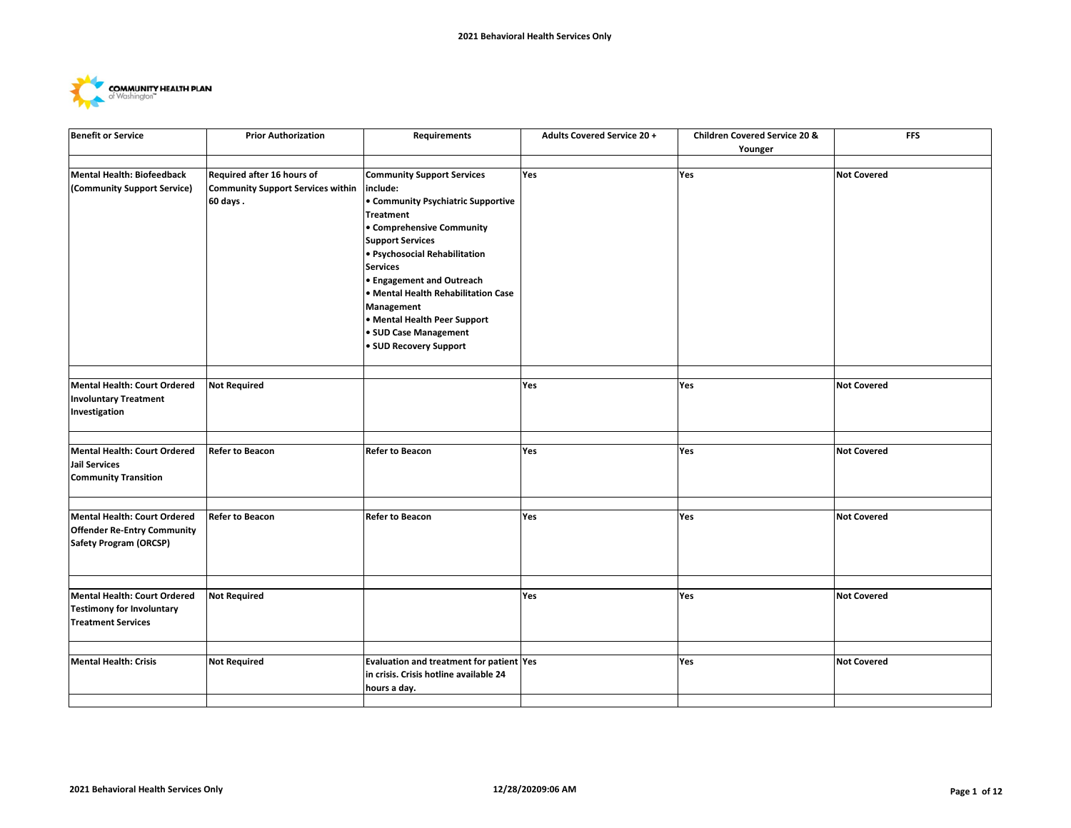# 2021 Behavioral Health Services Only

COMMUNITY HEALTH PLAN of Washington™

| Benefit or Service | Prior Authorization | Requirements | Adults Covered Service 20 + | Children Covered Service 20 & Younger | FFS |
|---|---|---|---|---|---|
| **Mental Health: Biofeedback (Community Support Service)** | **Required after 16 hours of Community Support Services within 60 days .** | **Community Support Services include:**<br>**• Community Psychiatric Supportive Treatment**<br>**• Comprehensive Community Support Services**<br>**• Psychosocial Rehabilitation Services**<br>**• Engagement and Outreach**<br>**• Mental Health Rehabilitation Case Management**<br>**• Mental Health Peer Support**<br>**• SUD Case Management**<br>**• SUD Recovery Support** | **Yes** | **Yes** | **Not Covered** |
| **Mental Health: Court Ordered Involuntary Treatment Investigation** | **Not Required** | | **Yes** | **Yes** | **Not Covered** |
| **Mental Health: Court Ordered Jail Services Community Transition** | **Refer to Beacon** | **Refer to Beacon** | **Yes** | **Yes** | **Not Covered** |
| **Mental Health: Court Ordered Offender Re-Entry Community Safety Program (ORCSP)** | **Refer to Beacon** | **Refer to Beacon** | **Yes** | **Yes** | **Not Covered** |
| **Mental Health: Court Ordered Testimony for Involuntary Treatment Services** | **Not Required** | | **Yes** | **Yes** | **Not Covered** |
| **Mental Health: Crisis** | **Not Required** | **Evaluation and treatment for patient in crisis. Crisis hotline available 24 hours a day.** | **Yes** | **Yes** | **Not Covered** |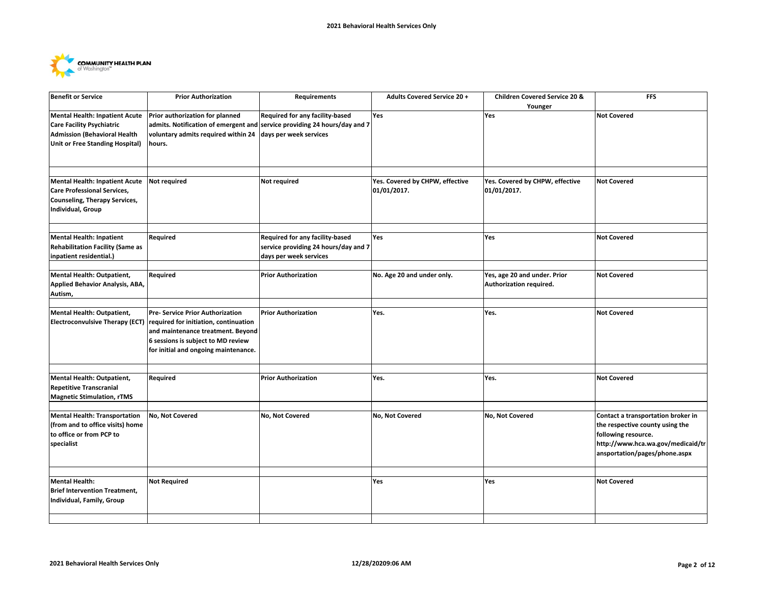| Benefit or Service | Prior Authorization | Requirements | Adults Covered Service 20 + | Children Covered Service 20 & Younger | FFS |
|---|---|---|---|---|---|
| Mental Health: Inpatient Acute Care Facility Psychiatric Admission (Behavioral Health Unit or Free Standing Hospital) | Prior authorization for planned admits. Notification of emergent and voluntary admits required within 24 hours. | Required for any facility-based service providing 24 hours/day and 7 days per week services | Yes | Yes | Not Covered |
| Mental Health: Inpatient Acute Care Professional Services, Counseling, Therapy Services, Individual, Group | Not required | Not required | Yes. Covered by CHPW, effective 01/01/2017. | Yes. Covered by CHPW, effective 01/01/2017. | Not Covered |
| Mental Health: Inpatient Rehabilitation Facility (Same as inpatient residential.) | Required | Required for any facility-based service providing 24 hours/day and 7 days per week services | Yes | Yes | Not Covered |
| Mental Health: Outpatient, Applied Behavior Analysis, ABA, Autism, | Required | Prior Authorization | No. Age 20 and under only. | Yes, age 20 and under. Prior Authorization required. | Not Covered |
| Mental Health: Outpatient, Electroconvulsive Therapy (ECT) | Pre- Service Prior Authorization required for initiation, continuation and maintenance treatment. Beyond 6 sessions is subject to MD review for initial and ongoing maintenance. | Prior Authorization | Yes. | Yes. | Not Covered |
| Mental Health: Outpatient, Repetitive Transcranial Magnetic Stimulation, rTMS | Required | Prior Authorization | Yes. | Yes. | Not Covered |
| Mental Health: Transportation (from and to office visits) home to office or from PCP to specialist | No, Not Covered | No, Not Covered | No, Not Covered | No, Not Covered | Contact a transportation broker in the respective county using the following resource. http://www.hca.wa.gov/medicaid/transportation/pages/phone.aspx |
| Mental Health: Brief Intervention Treatment, Individual, Family, Group | Not Required | | Yes | Yes | Not Covered |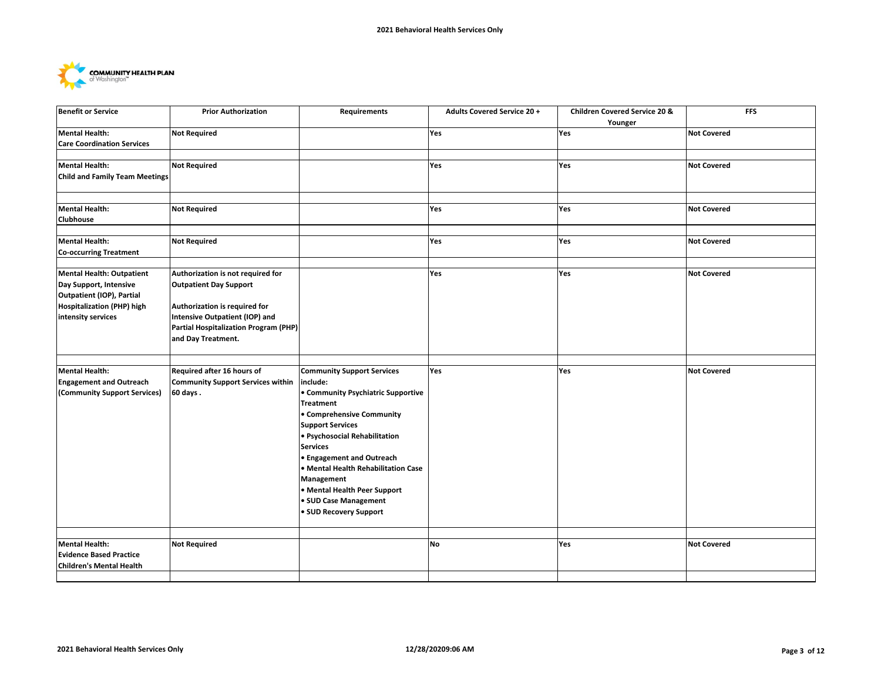| Benefit or Service | Prior Authorization | Requirements | Adults Covered Service 20 + | Children Covered Service 20 & Younger | FFS |
|---|---|---|---|---|---|
| **Mental Health: Care Coordination Services** | **Not Required** | | **Yes** | **Yes** | **Not Covered** |
| **Mental Health: Child and Family Team Meetings** | **Not Required** | | **Yes** | **Yes** | **Not Covered** |
| **Mental Health: Clubhouse** | **Not Required** | | **Yes** | **Yes** | **Not Covered** |
| **Mental Health: Co-occurring Treatment** | **Not Required** | | **Yes** | **Yes** | **Not Covered** |
| **Mental Health: Outpatient Day Support, Intensive Outpatient (IOP), Partial Hospitalization (PHP) high intensity services** | **Authorization is not required for Outpatient Day Support**<br><br>**Authorization is required for Intensive Outpatient (IOP) and Partial Hospitalization Program (PHP) and Day Treatment.** | | **Yes** | **Yes** | **Not Covered** |
| **Mental Health: Engagement and Outreach (Community Support Services)** | **Required after 16 hours of Community Support Services within 60 days .** | **Community Support Services include:**<br>**• Community Psychiatric Supportive Treatment**<br>**• Comprehensive Community Support Services**<br>**• Psychosocial Rehabilitation Services**<br>**• Engagement and Outreach**<br>**• Mental Health Rehabilitation Case Management**<br>**• Mental Health Peer Support**<br>**• SUD Case Management**<br>**• SUD Recovery Support** | **Yes** | **Yes** | **Not Covered** |
| **Mental Health: Evidence Based Practice Children's Mental Health** | **Not Required** | | **No** | **Yes** | **Not Covered** |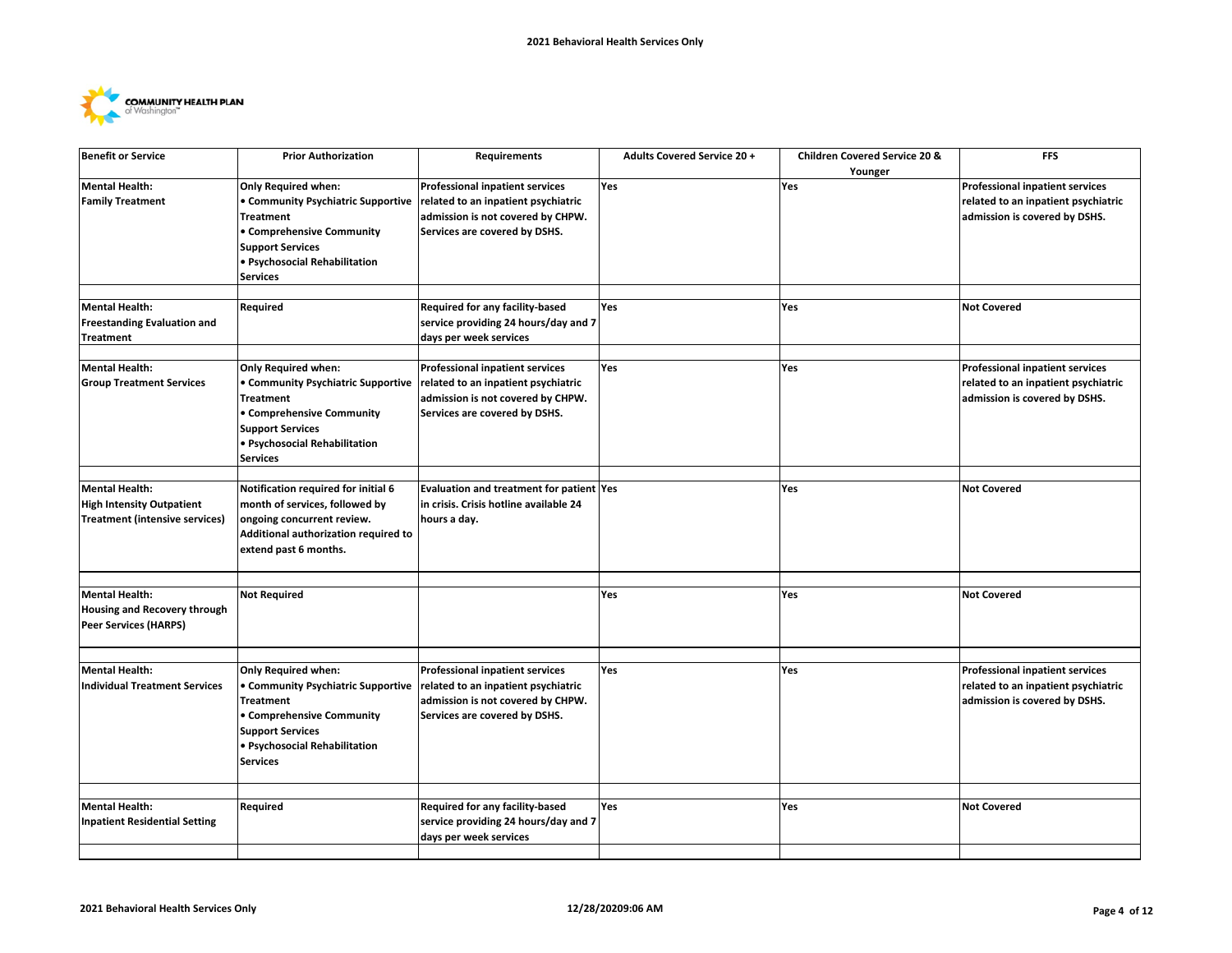# 2021 Behavioral Health Services Only

COMMUNITY HEALTH PLAN of Washington™

| Benefit or Service | Prior Authorization | Requirements | Adults Covered Service 20 + | Children Covered Service 20 & Younger | FFS |
|---|---|---|---|---|---|
| **Mental Health:** **Family Treatment** | **Only Required when:** • Community Psychiatric Supportive Treatment • Comprehensive Community Support Services • Psychosocial Rehabilitation Services | **Professional inpatient services related to an inpatient psychiatric admission is not covered by CHPW. Services are covered by DSHS.** | **Yes** | **Yes** | **Professional inpatient services related to an inpatient psychiatric admission is covered by DSHS.** |
| **Mental Health:** **Freestanding Evaluation and Treatment** | **Required** | **Required for any facility-based service providing 24 hours/day and 7 days per week services** | **Yes** | **Yes** | **Not Covered** |
| **Mental Health:** **Group Treatment Services** | **Only Required when:** • Community Psychiatric Supportive Treatment • Comprehensive Community Support Services • Psychosocial Rehabilitation Services | **Professional inpatient services related to an inpatient psychiatric admission is not covered by CHPW. Services are covered by DSHS.** | **Yes** | **Yes** | **Professional inpatient services related to an inpatient psychiatric admission is covered by DSHS.** |
| **Mental Health:** **High Intensity Outpatient Treatment (intensive services)** | **Notification required for initial 6 month of services, followed by ongoing concurrent review. Additional authorization required to extend past 6 months.** | **Evaluation and treatment for patient in crisis. Crisis hotline available 24 hours a day.** | **Yes** | **Yes** | **Not Covered** |
| **Mental Health:** **Housing and Recovery through Peer Services (HARPS)** | **Not Required** | | **Yes** | **Yes** | **Not Covered** |
| **Mental Health:** **Individual Treatment Services** | **Only Required when:** • Community Psychiatric Supportive Treatment • Comprehensive Community Support Services • Psychosocial Rehabilitation Services | **Professional inpatient services related to an inpatient psychiatric admission is not covered by CHPW. Services are covered by DSHS.** | **Yes** | **Yes** | **Professional inpatient services related to an inpatient psychiatric admission is covered by DSHS.** |
| **Mental Health:** **Inpatient Residential Setting** | **Required** | **Required for any facility-based service providing 24 hours/day and 7 days per week services** | **Yes** | **Yes** | **Not Covered** |

2021 Behavioral Health Services Only 12/28/20209:06 AM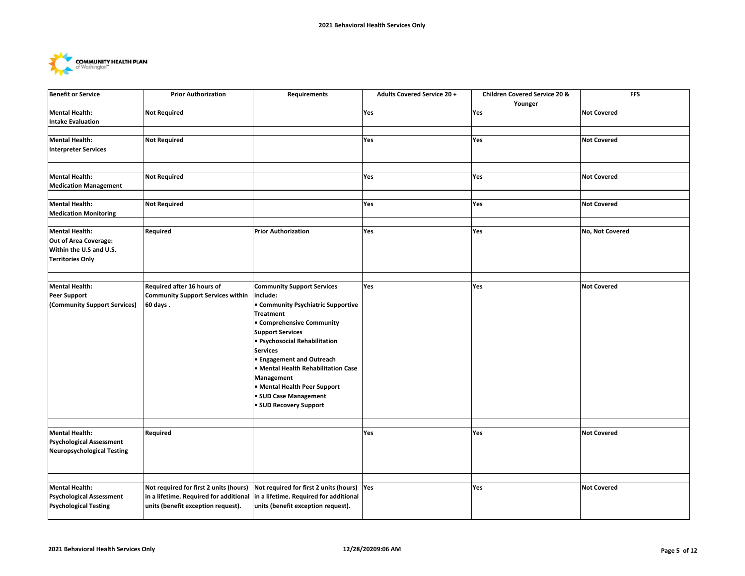| Benefit or Service | Prior Authorization | Requirements | Adults Covered Service 20 + | Children Covered Service 20 & Younger | FFS |
|---|---|---|---|---|---|
| **Mental Health: Intake Evaluation** | **Not Required** | | **Yes** | **Yes** | **Not Covered** |
| **Mental Health: Interpreter Services** | **Not Required** | | **Yes** | **Yes** | **Not Covered** |
| **Mental Health: Medication Management** | **Not Required** | | **Yes** | **Yes** | **Not Covered** |
| **Mental Health: Medication Monitoring** | **Not Required** | | **Yes** | **Yes** | **Not Covered** |
| **Mental Health: Out of Area Coverage: Within the U.S and U.S. Territories Only** | **Required** | **Prior Authorization** | **Yes** | **Yes** | **No, Not Covered** |
| **Mental Health: Peer Support (Community Support Services)** | **Required after 16 hours of Community Support Services within 60 days .** | **Community Support Services include:** <br> **• Community Psychiatric Supportive Treatment** <br> **• Comprehensive Community Support Services** <br> **• Psychosocial Rehabilitation Services** <br> **• Engagement and Outreach** <br> **• Mental Health Rehabilitation Case Management** <br> **• Mental Health Peer Support** <br> **• SUD Case Management** <br> **• SUD Recovery Support** | **Yes** | **Yes** | **Not Covered** |
| **Mental Health: Psychological Assessment Neuropsychological Testing** | **Required** | | **Yes** | **Yes** | **Not Covered** |
| **Mental Health: Psychological Assessment Psychological Testing** | **Not required for first 2 units (hours) in a lifetime. Required for additional units (benefit exception request).** | **Not required for first 2 units (hours) in a lifetime. Required for additional units (benefit exception request).** | **Yes** | **Yes** | **Not Covered** |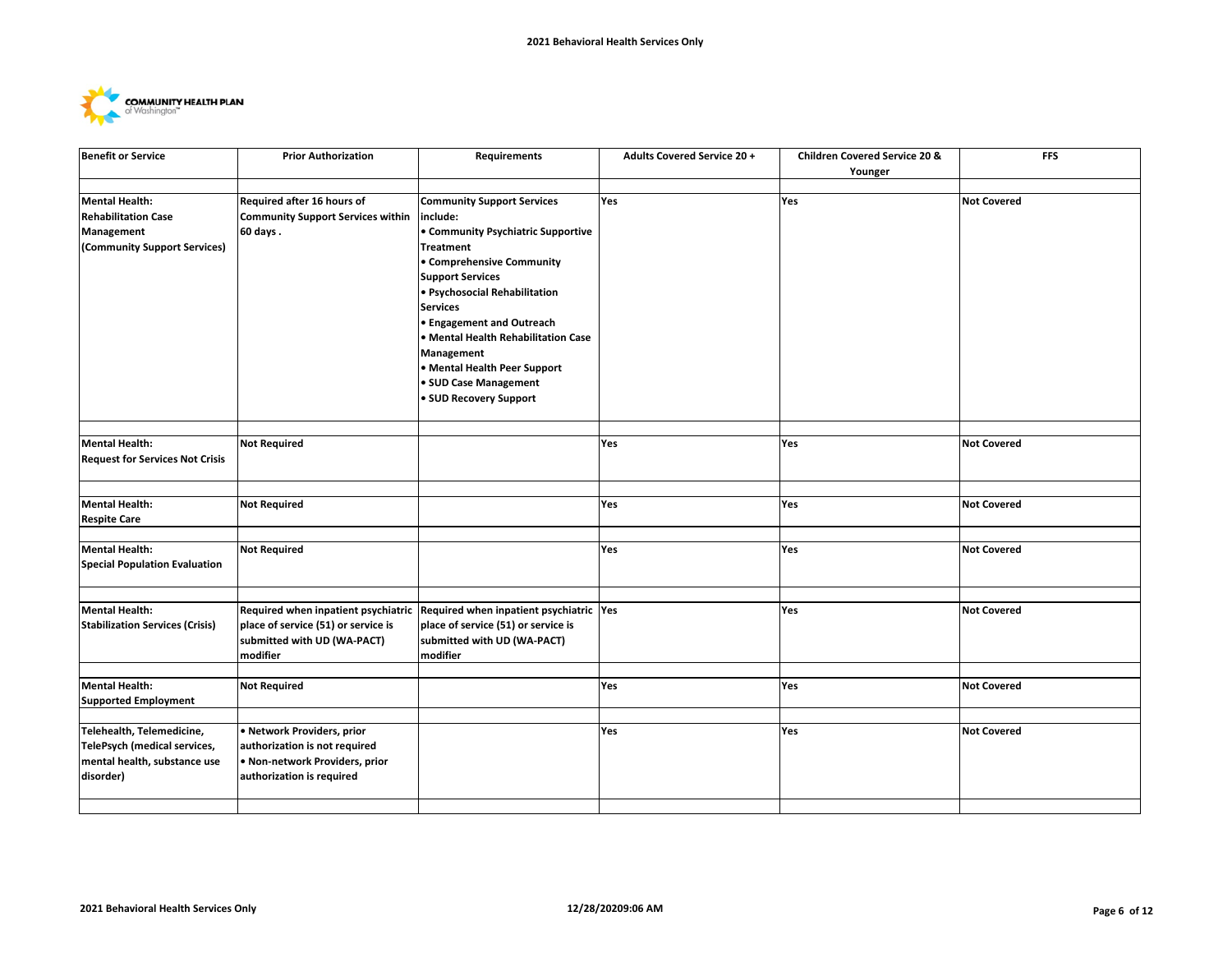| Benefit or Service | Prior Authorization | Requirements | Adults Covered Service 20 + | Children Covered Service 20 & Younger | FFS |
|---|---|---|---|---|---|
| **Mental Health: Rehabilitation Case Management (Community Support Services)** | **Required after 16 hours of Community Support Services within 60 days .** | **Community Support Services include:**<br>**• Community Psychiatric Supportive Treatment**<br>**• Comprehensive Community Support Services**<br>**• Psychosocial Rehabilitation Services**<br>**• Engagement and Outreach**<br>**• Mental Health Rehabilitation Case Management**<br>**• Mental Health Peer Support**<br>**• SUD Case Management**<br>**• SUD Recovery Support** | **Yes** | **Yes** | **Not Covered** |
| **Mental Health: Request for Services Not Crisis** | **Not Required** | | **Yes** | **Yes** | **Not Covered** |
| **Mental Health: Respite Care** | **Not Required** | | **Yes** | **Yes** | **Not Covered** |
| **Mental Health: Special Population Evaluation** | **Not Required** | | **Yes** | **Yes** | **Not Covered** |
| **Mental Health: Stabilization Services (Crisis)** | **Required when inpatient psychiatric place of service (51) or service is submitted with UD (WA-PACT) modifier** | **Required when inpatient psychiatric place of service (51) or service is submitted with UD (WA-PACT) modifier** | **Yes** | **Yes** | **Not Covered** |
| **Mental Health: Supported Employment** | **Not Required** | | **Yes** | **Yes** | **Not Covered** |
| **Telehealth, Telemedicine, TelePsych (medical services, mental health, substance use disorder)** | **• Network Providers, prior authorization is not required**<br>**• Non-network Providers, prior authorization is required** | | **Yes** | **Yes** | **Not Covered** |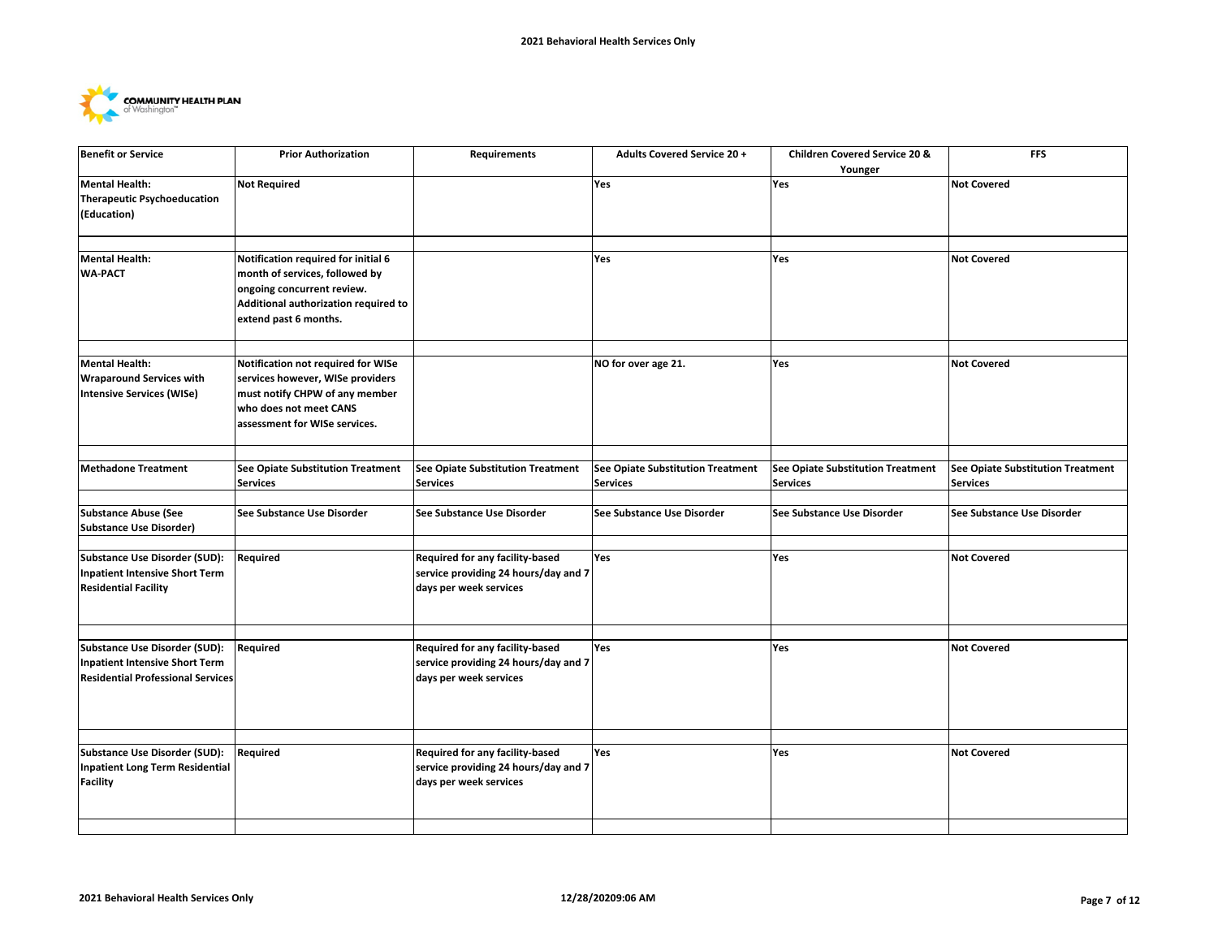# 2021 Behavioral Health Services Only

COMMUNITY HEALTH PLAN of Washington™

| Benefit or Service | Prior Authorization | Requirements | Adults Covered Service 20 + | Children Covered Service 20 & Younger | FFS |
|---|---|---|---|---|---|
| **Mental Health: Therapeutic Psychoeducation (Education)** | **Not Required** | | **Yes** | **Yes** | **Not Covered** |
| **Mental Health: WA-PACT** | **Notification required for initial 6 month of services, followed by ongoing concurrent review. Additional authorization required to extend past 6 months.** | | **Yes** | **Yes** | **Not Covered** |
| **Mental Health: Wraparound Services with Intensive Services (WISe)** | **Notification not required for WISe services however, WISe providers must notify CHPW of any member who does not meet CANS assessment for WISe services.** | | **NO for over age 21.** | **Yes** | **Not Covered** |
| **Methadone Treatment** | **See Opiate Substitution Treatment Services** | **See Opiate Substitution Treatment Services** | **See Opiate Substitution Treatment Services** | **See Opiate Substitution Treatment Services** | **See Opiate Substitution Treatment Services** |
| **Substance Abuse (See Substance Use Disorder)** | **See Substance Use Disorder** | **See Substance Use Disorder** | **See Substance Use Disorder** | **See Substance Use Disorder** | **See Substance Use Disorder** |
| **Substance Use Disorder (SUD): Inpatient Intensive Short Term Residential Facility** | **Required** | **Required for any facility-based service providing 24 hours/day and 7 days per week services** | **Yes** | **Yes** | **Not Covered** |
| **Substance Use Disorder (SUD): Inpatient Intensive Short Term Residential Professional Services** | **Required** | **Required for any facility-based service providing 24 hours/day and 7 days per week services** | **Yes** | **Yes** | **Not Covered** |
| **Substance Use Disorder (SUD): Inpatient Long Term Residential Facility** | **Required** | **Required for any facility-based service providing 24 hours/day and 7 days per week services** | **Yes** | **Yes** | **Not Covered** |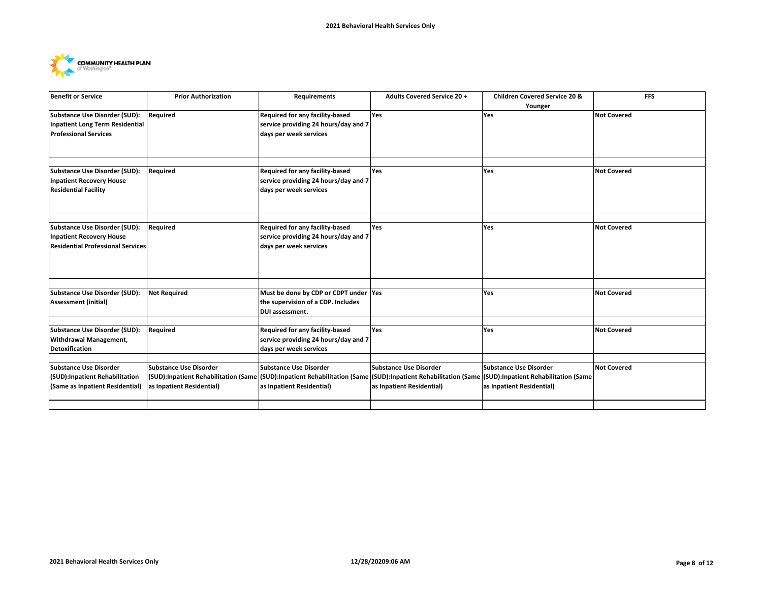| Benefit or Service | Prior Authorization | Requirements | Adults Covered Service 20 + | Children Covered Service 20 & Younger | FFS |
|---|---|---|---|---|---|
| **Substance Use Disorder (SUD): Inpatient Long Term Residential Professional Services** | **Required** | **Required for any facility-based service providing 24 hours/day and 7 days per week services** | **Yes** | **Yes** | **Not Covered** |
| **Substance Use Disorder (SUD): Inpatient Recovery House Residential Facility** | **Required** | **Required for any facility-based service providing 24 hours/day and 7 days per week services** | **Yes** | **Yes** | **Not Covered** |
| **Substance Use Disorder (SUD): Inpatient Recovery House Residential Professional Services** | **Required** | **Required for any facility-based service providing 24 hours/day and 7 days per week services** | **Yes** | **Yes** | **Not Covered** |
| **Substance Use Disorder (SUD): Assessment (initial)** | **Not Required** | **Must be done by CDP or CDPT under the supervision of a CDP. Includes DUI assessment.** | **Yes** | **Yes** | **Not Covered** |
| **Substance Use Disorder (SUD): Withdrawal Management, Detoxification** | **Required** | **Required for any facility-based service providing 24 hours/day and 7 days per week services** | **Yes** | **Yes** | **Not Covered** |
| **Substance Use Disorder (SUD):Inpatient Rehabilitation (Same as Inpatient Residential)** | **Substance Use Disorder (SUD):Inpatient Rehabilitation (Same as Inpatient Residential)** | **Substance Use Disorder (SUD):Inpatient Rehabilitation (Same as Inpatient Residential)** | **Substance Use Disorder (SUD):Inpatient Rehabilitation (Same as Inpatient Residential)** | **Substance Use Disorder (SUD):Inpatient Rehabilitation (Same as Inpatient Residential)** | **Not Covered** |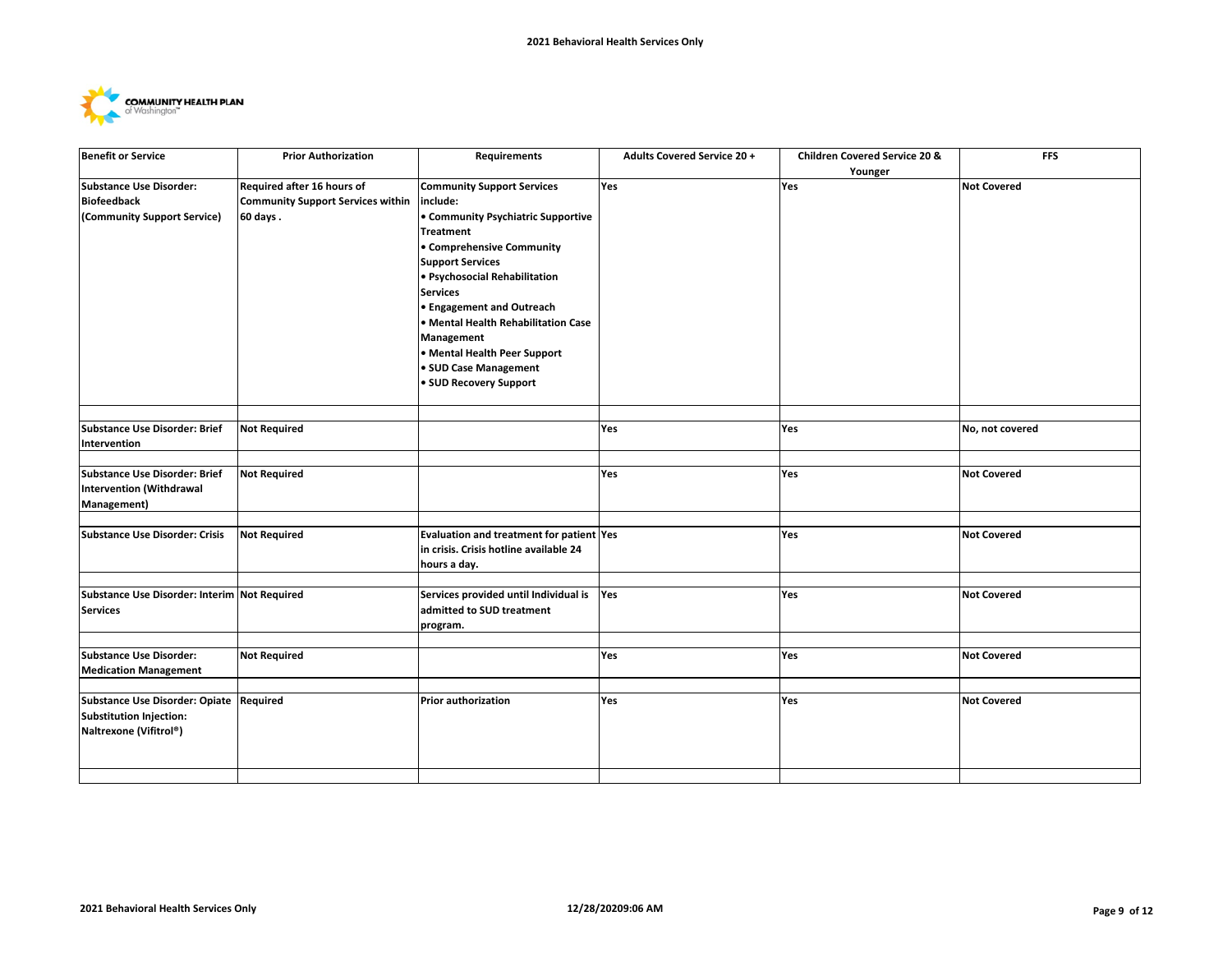| Benefit or Service | Prior Authorization | Requirements | Adults Covered Service 20 + | Children Covered Service 20 & Younger | FFS |
|---|---|---|---|---|---|
| **Substance Use Disorder: Biofeedback (Community Support Service)** | **Required after 16 hours of Community Support Services within 60 days .** | **Community Support Services include:** <br>• **Community Psychiatric Supportive Treatment** <br>• **Comprehensive Community Support Services** <br>• **Psychosocial Rehabilitation Services** <br>• **Engagement and Outreach** <br>• **Mental Health Rehabilitation Case Management** <br>• **Mental Health Peer Support** <br>• **SUD Case Management** <br>• **SUD Recovery Support** | **Yes** | **Yes** | **Not Covered** |
| | | | | | |
| **Substance Use Disorder: Brief Intervention** | **Not Required** | | **Yes** | **Yes** | **No, not covered** |
| | | | | | |
| **Substance Use Disorder: Brief Intervention (Withdrawal Management)** | **Not Required** | | **Yes** | **Yes** | **Not Covered** |
| | | | | | |
| **Substance Use Disorder: Crisis** | **Not Required** | **Evaluation and treatment for patient in crisis. Crisis hotline available 24 hours a day.** | **Yes** | **Yes** | **Not Covered** |
| | | | | | |
| **Substance Use Disorder: Interim Services** | **Not Required** | **Services provided until Individual is admitted to SUD treatment program.** | **Yes** | **Yes** | **Not Covered** |
| | | | | | |
| **Substance Use Disorder: Medication Management** | **Not Required** | | **Yes** | **Yes** | **Not Covered** |
| | | | | | |
| **Substance Use Disorder: Opiate Substitution Injection: Naltrexone (Vifitrol®)** | **Required** | **Prior authorization** | **Yes** | **Yes** | **Not Covered** |
| | | | | | |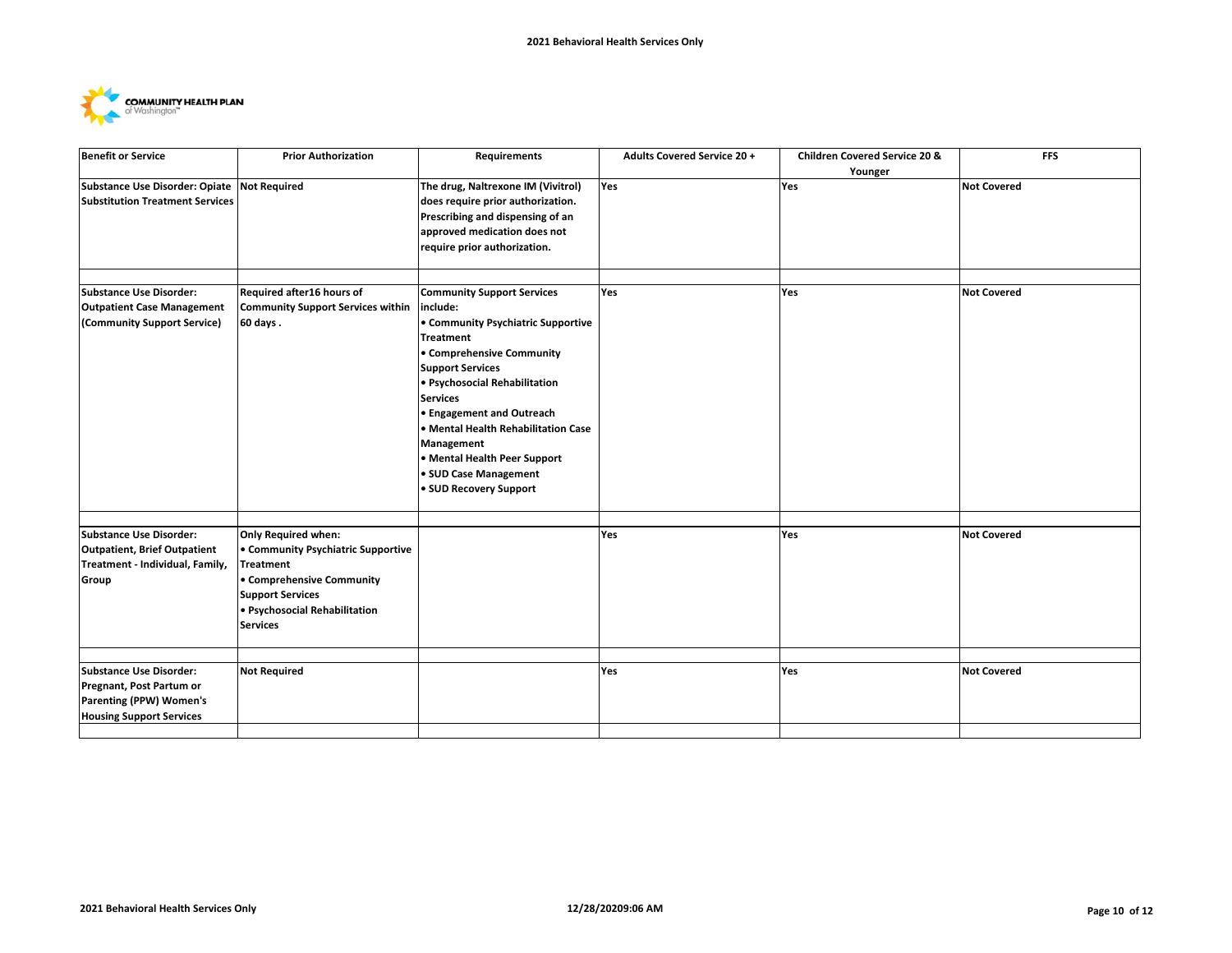| Benefit or Service | Prior Authorization | Requirements | Adults Covered Service 20 + | Children Covered Service 20 & Younger | FFS |
|---|---|---|---|---|---|
| **Substance Use Disorder: Opiate Substitution Treatment Services** | **Not Required** | **The drug, Naltrexone IM (Vivitrol) does require prior authorization. Prescribing and dispensing of an approved medication does not require prior authorization.** | **Yes** | **Yes** | **Not Covered** |
| | | | | | |
| **Substance Use Disorder: Outpatient Case Management (Community Support Service)** | **Required after16 hours of Community Support Services within 60 days .** | **Community Support Services include:**<br>**• Community Psychiatric Supportive Treatment**<br>**• Comprehensive Community Support Services**<br>**• Psychosocial Rehabilitation Services**<br>**• Engagement and Outreach**<br>**• Mental Health Rehabilitation Case Management**<br>**• Mental Health Peer Support**<br>**• SUD Case Management**<br>**• SUD Recovery Support** | **Yes** | **Yes** | **Not Covered** |
| | | | | | |
| **Substance Use Disorder: Outpatient, Brief Outpatient Treatment - Individual, Family, Group** | **Only Required when:**<br>**• Community Psychiatric Supportive Treatment**<br>**• Comprehensive Community Support Services**<br>**• Psychosocial Rehabilitation Services** | | **Yes** | **Yes** | **Not Covered** |
| | | | | | |
| **Substance Use Disorder: Pregnant, Post Partum or Parenting (PPW) Women's Housing Support Services** | **Not Required** | | **Yes** | **Yes** | **Not Covered** |
| | | | | | |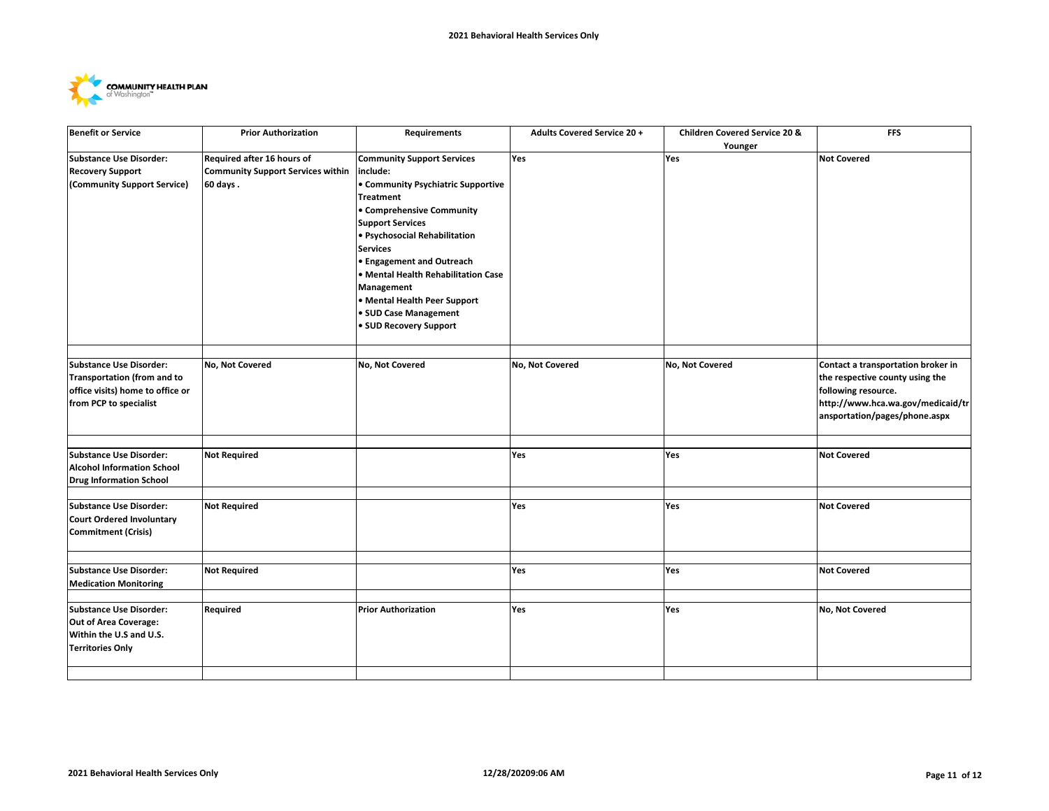| Benefit or Service | Prior Authorization | Requirements | Adults Covered Service 20 + | Children Covered Service 20 & Younger | FFS |
|---|---|---|---|---|---|
| **Substance Use Disorder: Recovery Support (Community Support Service)** | **Required after 16 hours of Community Support Services within 60 days .** | **Community Support Services include:**<br>**• Community Psychiatric Supportive Treatment**<br>**• Comprehensive Community Support Services**<br>**• Psychosocial Rehabilitation Services**<br>**• Engagement and Outreach**<br>**• Mental Health Rehabilitation Case Management**<br>**• Mental Health Peer Support**<br>**• SUD Case Management**<br>**• SUD Recovery Support** | **Yes** | **Yes** | **Not Covered** |
| **Substance Use Disorder: Transportation (from and to office visits) home to office or from PCP to specialist** | **No, Not Covered** | **No, Not Covered** | **No, Not Covered** | **No, Not Covered** | **Contact a transportation broker in the respective county using the following resource. http://www.hca.wa.gov/medicaid/transportation/pages/phone.aspx** |
| **Substance Use Disorder: Alcohol Information School Drug Information School** | **Not Required** | | **Yes** | **Yes** | **Not Covered** |
| **Substance Use Disorder: Court Ordered Involuntary Commitment (Crisis)** | **Not Required** | | **Yes** | **Yes** | **Not Covered** |
| **Substance Use Disorder: Medication Monitoring** | **Not Required** | | **Yes** | **Yes** | **Not Covered** |
| **Substance Use Disorder: Out of Area Coverage: Within the U.S and U.S. Territories Only** | **Required** | **Prior Authorization** | **Yes** | **Yes** | **No, Not Covered** |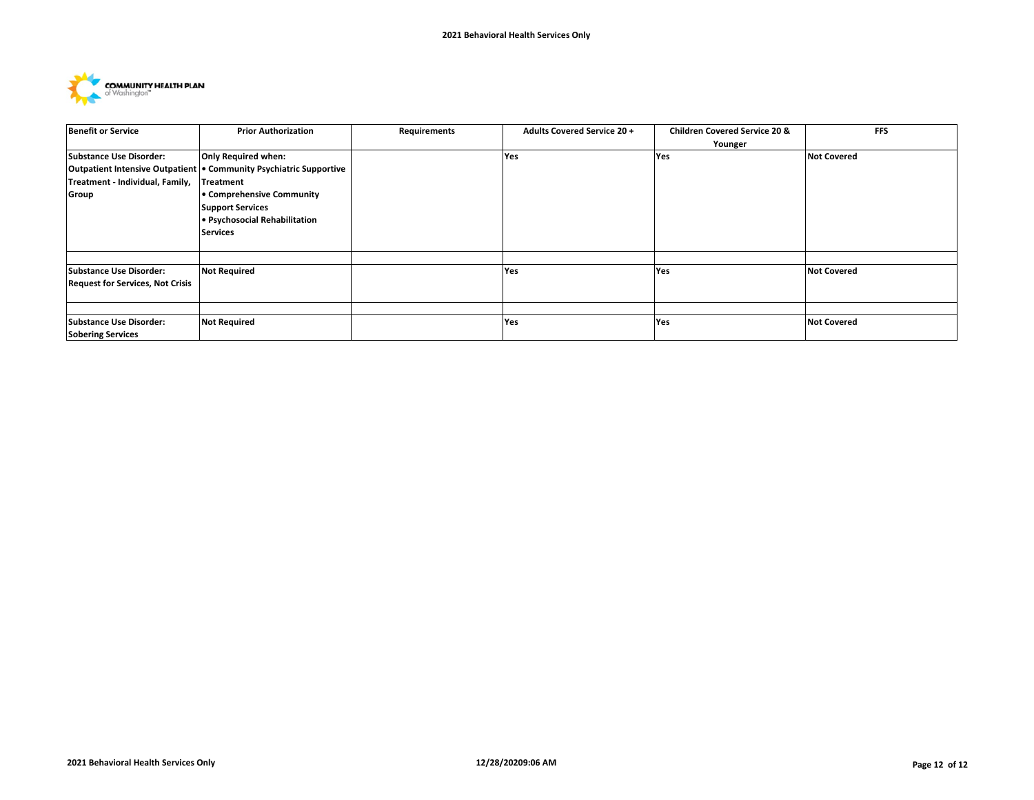| Benefit or Service | Prior Authorization | Requirements | Adults Covered Service 20 + | Children Covered Service 20 & Younger | FFS |
|---|---|---|---|---|---|
| **Substance Use Disorder: Outpatient Intensive Outpatient Treatment - Individual, Family, Group** | **Only Required when:**<br>**• Community Psychiatric Supportive Treatment**<br>**• Comprehensive Community Support Services**<br>**• Psychosocial Rehabilitation Services** | | Yes | Yes | Not Covered |
| | | | | | |
| **Substance Use Disorder: Request for Services, Not Crisis** | **Not Required** | | Yes | Yes | Not Covered |
| | | | | | |
| **Substance Use Disorder: Sobering Services** | **Not Required** | | Yes | Yes | Not Covered |